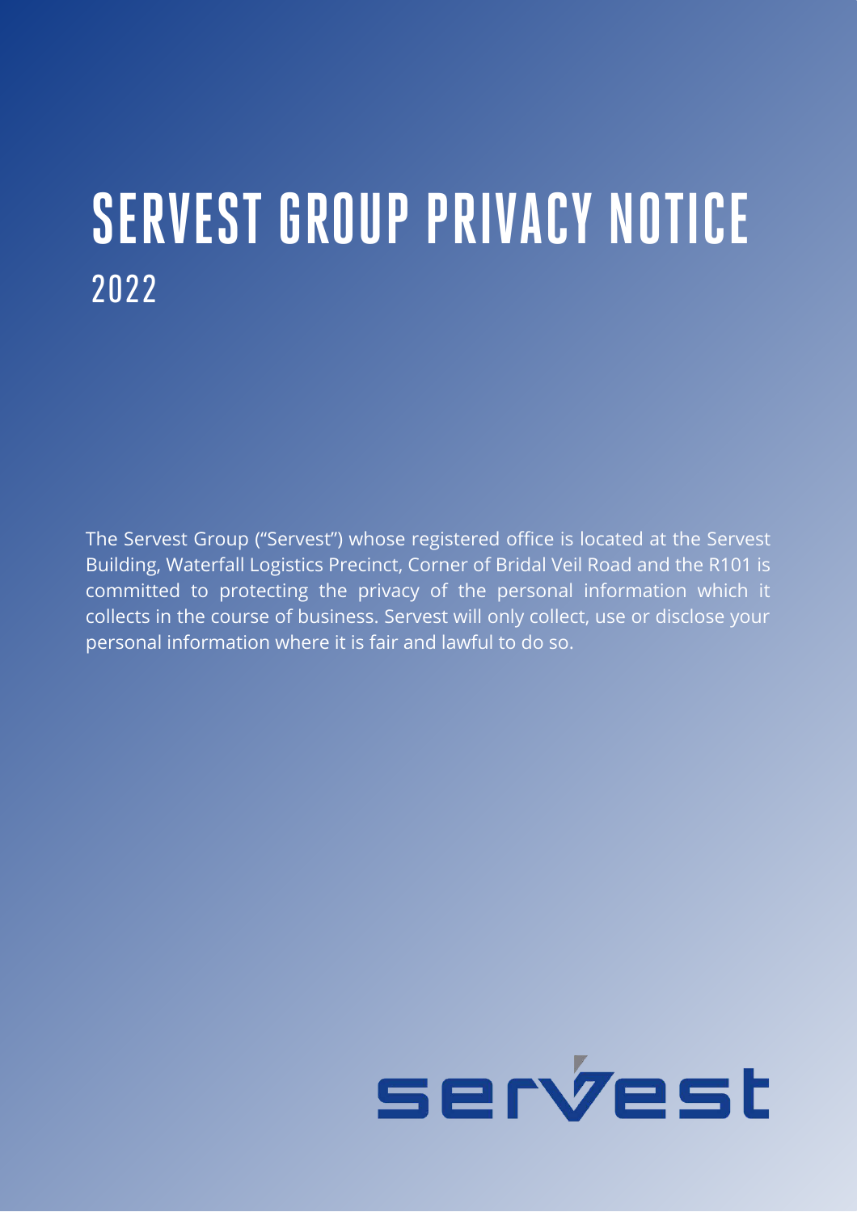# SERVEST GROUP PRIVACY NOTICE

## 2022

The Servest Group ("Servest") whose registered office is located at the Servest Building, Waterfall Logistics Precinct, Corner of Bridal Veil Road and the R101 is committed to protecting the privacy of the personal information which it collects in the course of business. Servest will only collect, use or disclose your personal information where it is fair and lawful to do so.

servest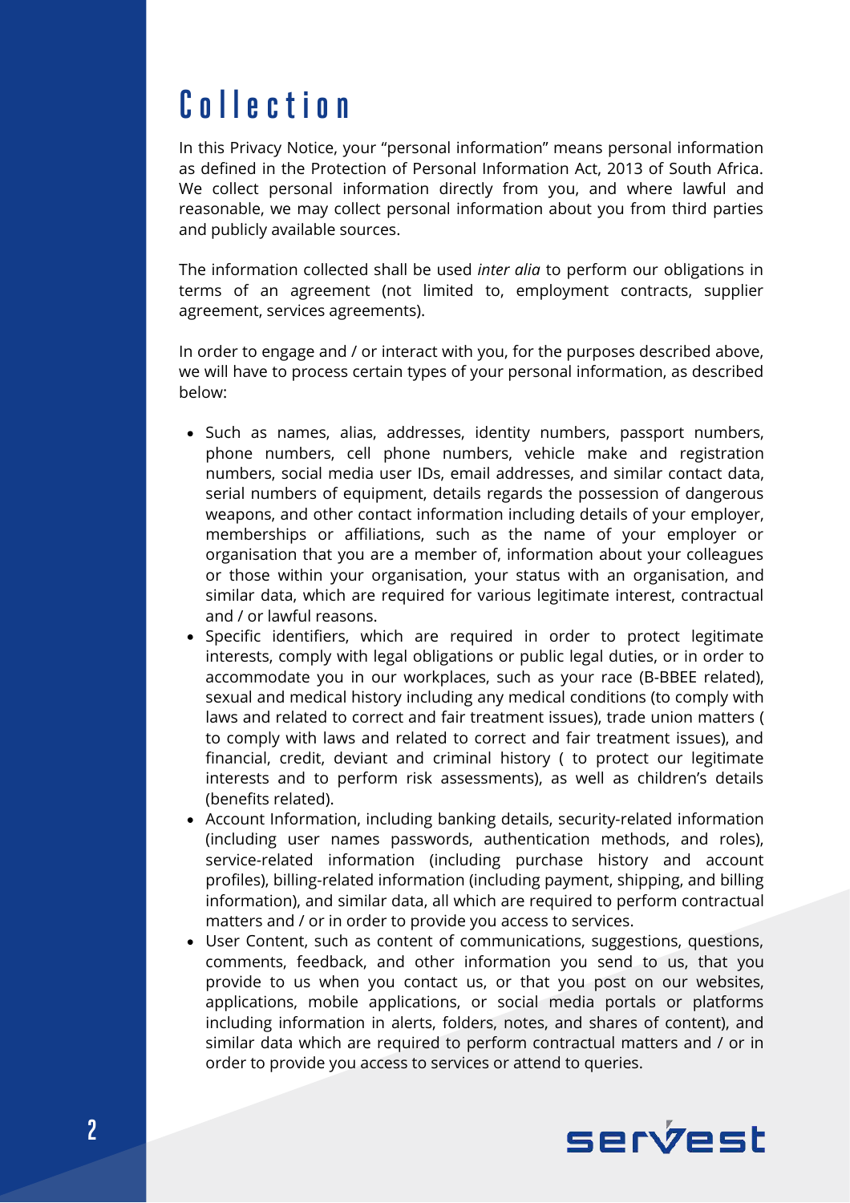# Collection

In this Privacy Notice, your "personal information" means personal information as defined in the Protection of Personal Information Act, 2013 of South Africa. We collect personal information directly from you, and where lawful and reasonable, we may collect personal information about you from third parties and publicly available sources.

The information collected shall be used *inter alia* to perform our obligations in terms of an agreement (not limited to, employment contracts, supplier agreement, services agreements).

In order to engage and / or interact with you, for the purposes described above, we will have to process certain types of your personal information, as described below:

- Such as names, alias, addresses, identity numbers, passport numbers, phone numbers, cell phone numbers, vehicle make and registration numbers, social media user IDs, email addresses, and similar contact data, serial numbers of equipment, details regards the possession of dangerous weapons, and other contact information including details of your employer, memberships or affiliations, such as the name of your employer or organisation that you are a member of, information about your colleagues or those within your organisation, your status with an organisation, and similar data, which are required for various legitimate interest, contractual and / or lawful reasons.
- Specific identifiers, which are required in order to protect legitimate interests, comply with legal obligations or public legal duties, or in order to accommodate you in our workplaces, such as your race (B-BBEE related), sexual and medical history including any medical conditions (to comply with laws and related to correct and fair treatment issues), trade union matters ( to comply with laws and related to correct and fair treatment issues), and financial, credit, deviant and criminal history ( to protect our legitimate interests and to perform risk assessments), as well as children's details (benefits related).
- Account Information, including banking details, security-related information (including user names passwords, authentication methods, and roles), service-related information (including purchase history and account profiles), billing-related information (including payment, shipping, and billing information), and similar data, all which are required to perform contractual matters and / or in order to provide you access to services.
- User Content, such as content of communications, suggestions, questions, comments, feedback, and other information you send to us, that you provide to us when you contact us, or that you post on our websites, applications, mobile applications, or social media portals or platforms including information in alerts, folders, notes, and shares of content), and similar data which are required to perform contractual matters and / or in order to provide you access to services or attend to queries.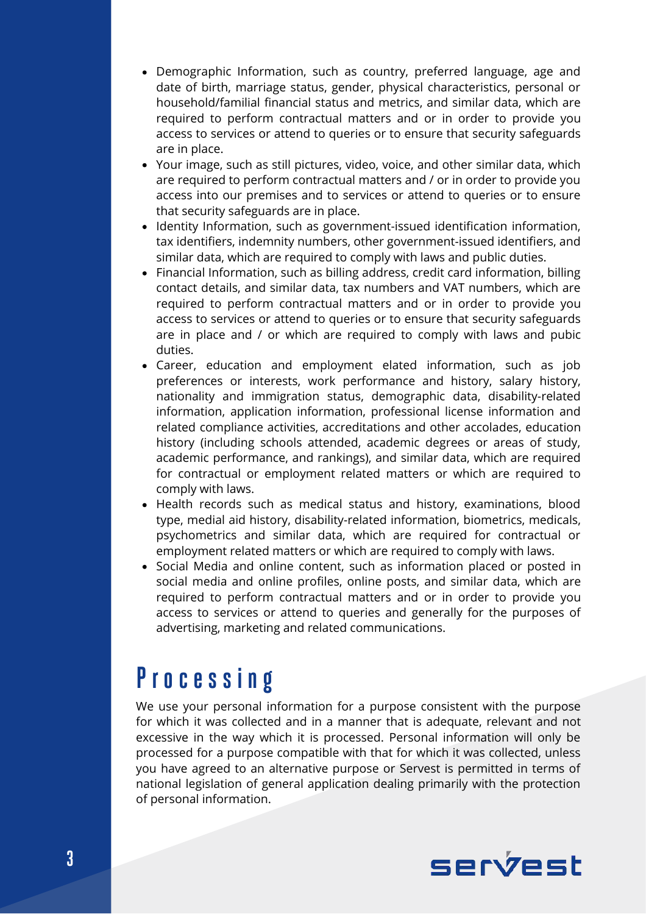- Demographic Information, such as country, preferred language, age and date of birth, marriage status, gender, physical characteristics, personal or household/familial financial status and metrics, and similar data, which are required to perform contractual matters and or in order to provide you access to services or attend to queries or to ensure that security safeguards are in place.
- Your image, such as still pictures, video, voice, and other similar data, which are required to perform contractual matters and / or in order to provide you access into our premises and to services or attend to queries or to ensure that security safeguards are in place.
- Identity Information, such as government-issued identification information, tax identifiers, indemnity numbers, other government-issued identifiers, and similar data, which are required to comply with laws and public duties.
- Financial Information, such as billing address, credit card information, billing contact details, and similar data, tax numbers and VAT numbers, which are required to perform contractual matters and or in order to provide you access to services or attend to queries or to ensure that security safeguards are in place and / or which are required to comply with laws and pubic duties.
- Career, education and employment elated information, such as job preferences or interests, work performance and history, salary history, nationality and immigration status, demographic data, disability-related information, application information, professional license information and related compliance activities, accreditations and other accolades, education history (including schools attended, academic degrees or areas of study, academic performance, and rankings), and similar data, which are required for contractual or employment related matters or which are required to comply with laws.
- Health records such as medical status and history, examinations, blood type, medial aid history, disability-related information, biometrics, medicals, psychometrics and similar data, which are required for contractual or employment related matters or which are required to comply with laws.
- Social Media and online content, such as information placed or posted in social media and online profiles, online posts, and similar data, which are required to perform contractual matters and or in order to provide you access to services or attend to queries and generally for the purposes of advertising, marketing and related communications.

# Processing

We use your personal information for a purpose consistent with the purpose for which it was collected and in a manner that is adequate, relevant and not excessive in the way which it is processed. Personal information will only be processed for a purpose compatible with that for which it was collected, unless you have agreed to an alternative purpose or Servest is permitted in terms of national legislation of general application dealing primarily with the protection of personal information.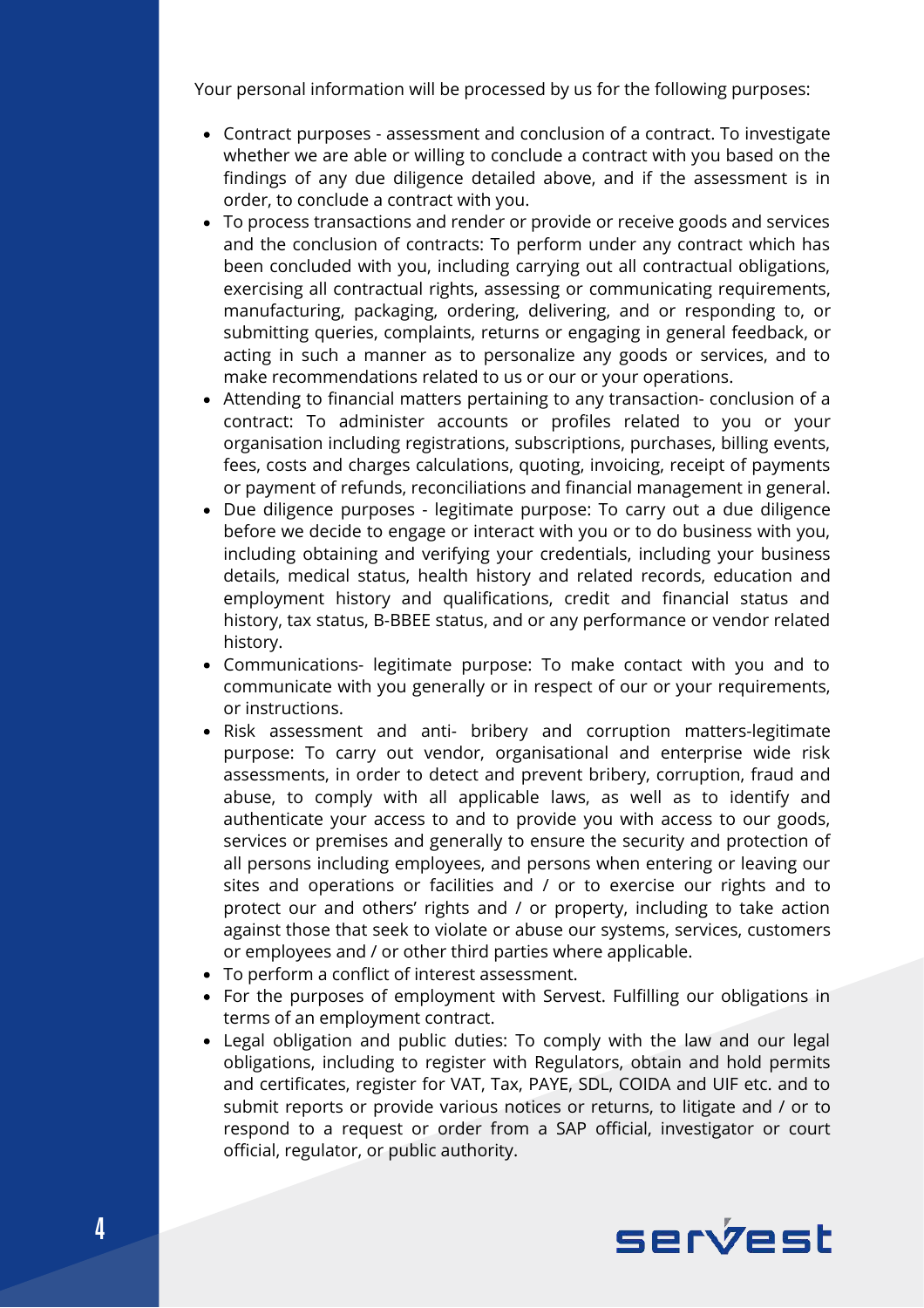Your personal information will be processed by us for the following purposes:

- Contract purposes - assessment and conclusion of a contract. To investigate whether we are able or willing to conclude a contract with you based on the findings of any due diligence detailed above, and if the assessment is in order, to conclude a contract with you.
- To process transactions and render or provide or receive goods and services and the conclusion of contracts: To perform under any contract which has been concluded with you, including carrying out all contractual obligations, exercising all contractual rights, assessing or communicating requirements, manufacturing, packaging, ordering, delivering, and or responding to, or submitting queries, complaints, returns or engaging in general feedback, or acting in such a manner as to personalize any goods or services, and to make recommendations related to us or our or your operations.
- Attending to financial matters pertaining to any transaction- conclusion of a contract: To administer accounts or profiles related to you or your organisation including registrations, subscriptions, purchases, billing events, fees, costs and charges calculations, quoting, invoicing, receipt of payments or payment of refunds, reconciliations and financial management in general.
- Due diligence purposes - legitimate purpose: To carry out a due diligence before we decide to engage or interact with you or to do business with you, including obtaining and verifying your credentials, including your business details, medical status, health history and related records, education and employment history and qualifications, credit and financial status and history, tax status, B-BBEE status, and or any performance or vendor related history.
- Communications- legitimate purpose: To make contact with you and to communicate with you generally or in respect of our or your requirements, or instructions.
- Risk assessment and anti- bribery and corruption matters-legitimate purpose: To carry out vendor, organisational and enterprise wide risk assessments, in order to detect and prevent bribery, corruption, fraud and abuse, to comply with all applicable laws, as well as to identify and authenticate your access to and to provide you with access to our goods, services or premises and generally to ensure the security and protection of all persons including employees, and persons when entering or leaving our sites and operations or facilities and / or to exercise our rights and to protect our and others' rights and / or property, including to take action against those that seek to violate or abuse our systems, services, customers or employees and / or other third parties where applicable.
- To perform a conflict of interest assessment.
- For the purposes of employment with Servest. Fulfilling our obligations in terms of an employment contract.
- Legal obligation and public duties: To comply with the law and our legal obligations, including to register with Regulators, obtain and hold permits and certificates, register for VAT, Tax, PAYE, SDL, COIDA and UIF etc. and to submit reports or provide various notices or returns, to litigate and / or to respond to a request or order from a SAP official, investigator or court official, regulator, or public authority.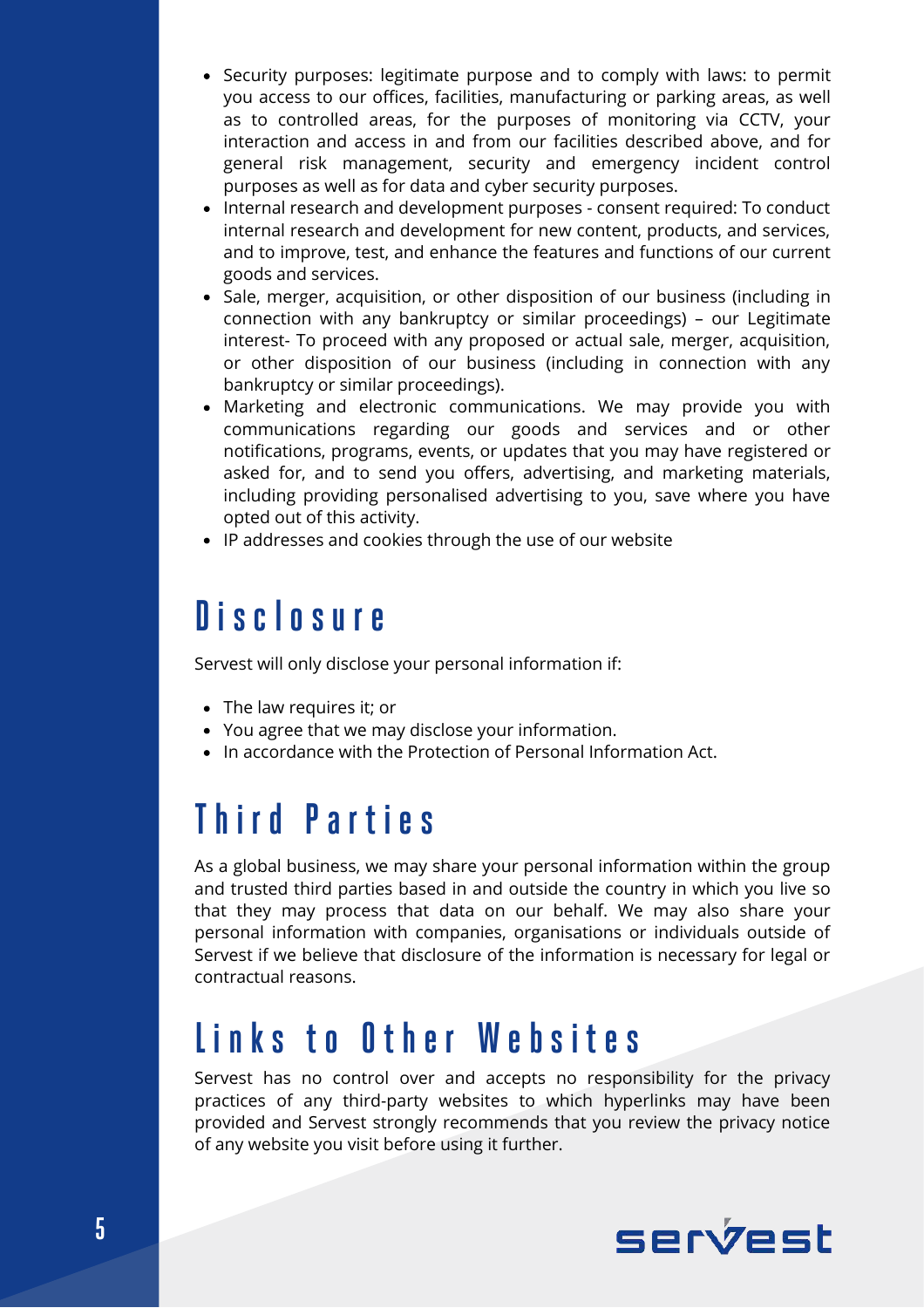- Security purposes: legitimate purpose and to comply with laws: to permit you access to our offices, facilities, manufacturing or parking areas, as well as to controlled areas, for the purposes of monitoring via CCTV, your interaction and access in and from our facilities described above, and for general risk management, security and emergency incident control purposes as well as for data and cyber security purposes.
- Internal research and development purposes - consent required: To conduct internal research and development for new content, products, and services, and to improve, test, and enhance the features and functions of our current goods and services.
- Sale, merger, acquisition, or other disposition of our business (including in connection with any bankruptcy or similar proceedings) – our Legitimate interest- To proceed with any proposed or actual sale, merger, acquisition, or other disposition of our business (including in connection with any bankruptcy or similar proceedings).
- Marketing and electronic communications. We may provide you with communications regarding our goods and services and or other notifications, programs, events, or updates that you may have registered or asked for, and to send you offers, advertising, and marketing materials, including providing personalised advertising to you, save where you have opted out of this activity.
- IP addresses and cookies through the use of our website

# Disclosure

Servest will only disclose your personal information if:

- The law requires it; or
- You agree that we may disclose your information.
- In accordance with the Protection of Personal Information Act.

# Third Parties

As a global business, we may share your personal information within the group and trusted third parties based in and outside the country in which you live so that they may process that data on our behalf. We may also share your personal information with companies, organisations or individuals outside of Servest if we believe that disclosure of the information is necessary for legal or contractual reasons.

# Links to Other Websites

Servest has no control over and accepts no responsibility for the privacy practices of any third-party websites to which hyperlinks may have been provided and Servest strongly recommends that you review the privacy notice of any website you visit before using it further.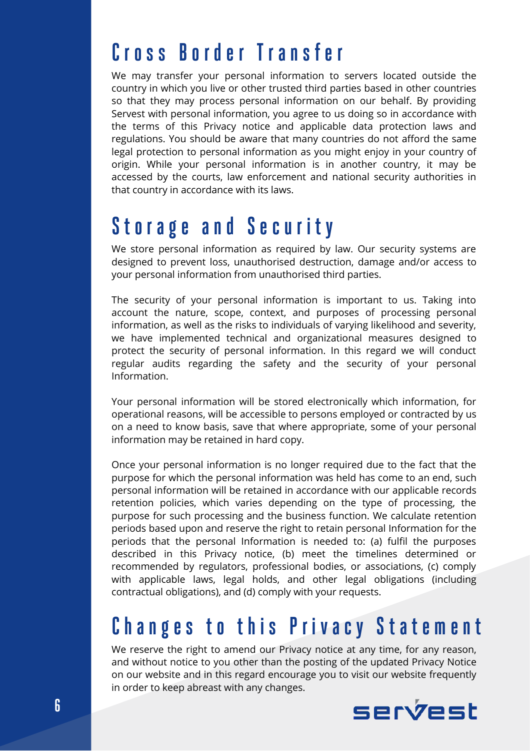# Cross Border Transfer

We may transfer your personal information to servers located outside the country in which you live or other trusted third parties based in other countries so that they may process personal information on our behalf. By providing Servest with personal information, you agree to us doing so in accordance with the terms of this Privacy notice and applicable data protection laws and regulations. You should be aware that many countries do not afford the same legal protection to personal information as you might enjoy in your country of origin. While your personal information is in another country, it may be accessed by the courts, law enforcement and national security authorities in that country in accordance with its laws.

# Storage and Security

We store personal information as required by law. Our security systems are designed to prevent loss, unauthorised destruction, damage and/or access to your personal information from unauthorised third parties.

The security of your personal information is important to us. Taking into account the nature, scope, context, and purposes of processing personal information, as well as the risks to individuals of varying likelihood and severity, we have implemented technical and organizational measures designed to protect the security of personal information. In this regard we will conduct regular audits regarding the safety and the security of your personal Information.

Your personal information will be stored electronically which information, for operational reasons, will be accessible to persons employed or contracted by us on a need to know basis, save that where appropriate, some of your personal information may be retained in hard copy.

Once your personal information is no longer required due to the fact that the purpose for which the personal information was held has come to an end, such personal information will be retained in accordance with our applicable records retention policies, which varies depending on the type of processing, the purpose for such processing and the business function. We calculate retention periods based upon and reserve the right to retain personal Information for the periods that the personal Information is needed to: (a) fulfil the purposes described in this Privacy notice, (b) meet the timelines determined or recommended by regulators, professional bodies, or associations, (c) comply with applicable laws, legal holds, and other legal obligations (including contractual obligations), and (d) comply with your requests.

# Changes to this Privacy Statement

We reserve the right to amend our Privacy notice at any time, for any reason, and without notice to you other than the posting of the updated Privacy Notice on our website and in this regard encourage you to visit our website frequently in order to keep abreast with any changes.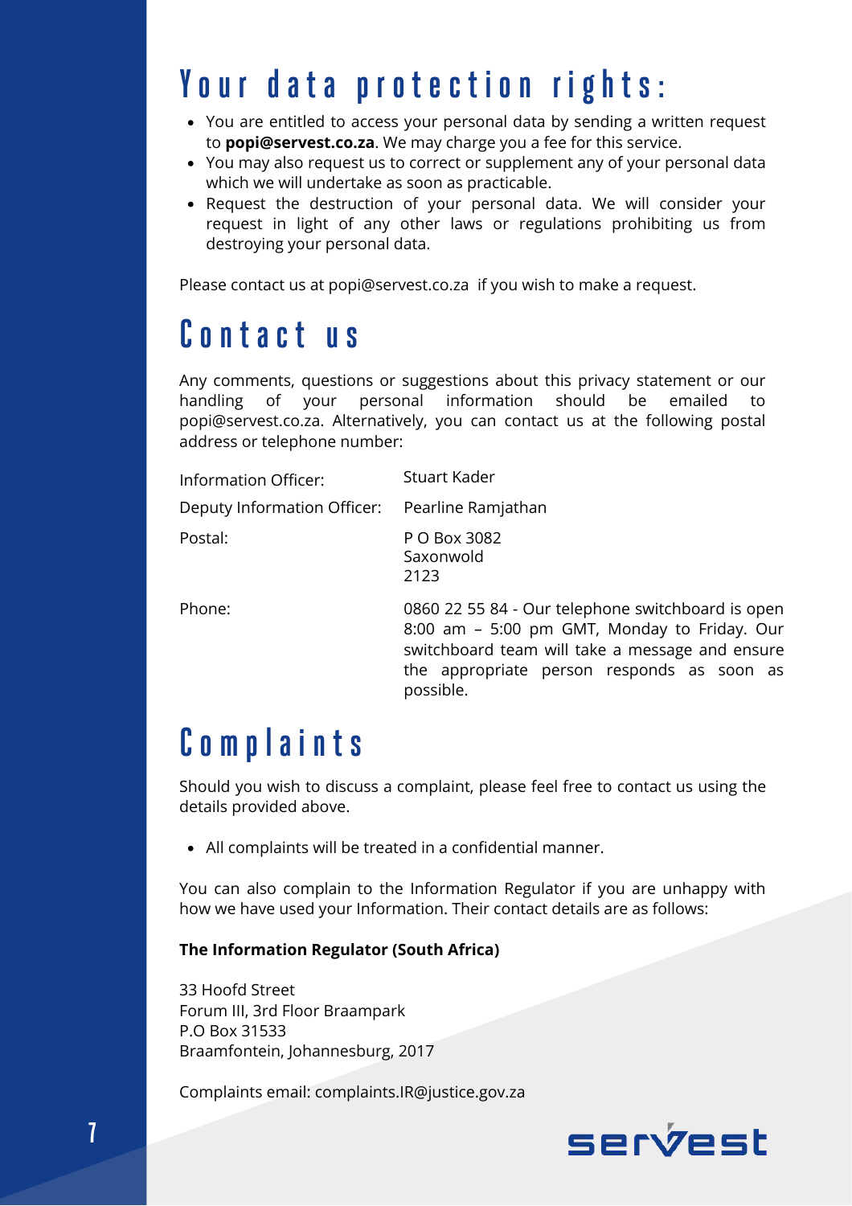# Your data protection rights:

- You are entitled to access your personal data by sending a written request to **popi@servest.co.za**. We may charge you a fee for this service.
- You may also request us to correct or supplement any of your personal data which we will undertake as soon as practicable.
- Request the destruction of your personal data. We will consider your request in light of any other laws or regulations prohibiting us from destroying your personal data.

Please contact us at popi@servest.co.za if you wish to make a request.

# Contact us

Any comments, questions or suggestions about this privacy statement or our handling of your personal information should be emailed to popi@servest.co.za. Alternatively, you can contact us at the following postal address or telephone number:

| | |
|---|---|
| Information Officer: | Stuart Kader |
| Deputy Information Officer: | Pearline Ramjathan |
| Postal: | P O Box 3082<br>Saxonwold<br>2123 |
| Phone: | 0860 22 55 84 - Our telephone switchboard is open 8:00 am – 5:00 pm GMT, Monday to Friday. Our switchboard team will take a message and ensure the appropriate person responds as soon as possible. |

# Complaints

Should you wish to discuss a complaint, please feel free to contact us using the details provided above.

- All complaints will be treated in a confidential manner.

You can also complain to the Information Regulator if you are unhappy with how we have used your Information. Their contact details are as follows:

**The Information Regulator (South Africa)**

33 Hoofd Street
Forum III, 3rd Floor Braampark
P.O Box 31533
Braamfontein, Johannesburg, 2017

Complaints email: complaints.IR@justice.gov.za

servest